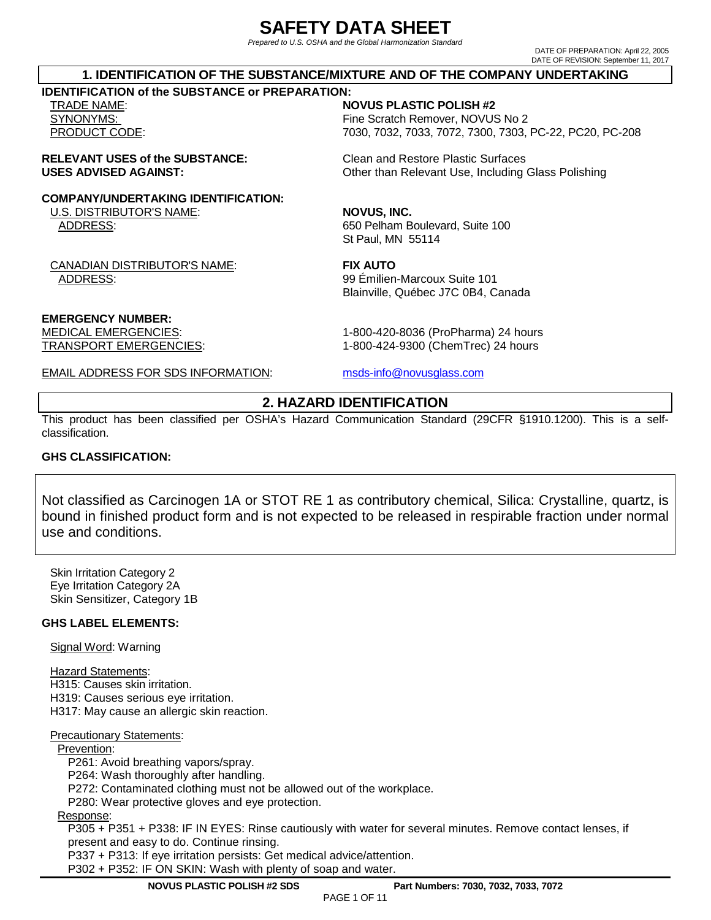# SAFETY DATA SHEET

*Prepared to U.S. OSHA and the Global Harmonization Standard*

DATE OF PREPARATION: April 22, 2005
DATE OF REVISION: September 11, 2017

## 1. IDENTIFICATION OF THE SUBSTANCE/MIXTURE AND OF THE COMPANY UNDERTAKING

**IDENTIFICATION of the SUBSTANCE or PREPARATION:**

TRADE NAME: **NOVUS PLASTIC POLISH #2**
SYNONYMS: Fine Scratch Remover, NOVUS No 2
PRODUCT CODE: 7030, 7032, 7033, 7072, 7300, 7303, PC-22, PC20, PC-208

**RELEVANT USES of the SUBSTANCE:** Clean and Restore Plastic Surfaces
**USES ADVISED AGAINST:** Other than Relevant Use, Including Glass Polishing

**COMPANY/UNDERTAKING IDENTIFICATION:**

U.S. DISTRIBUTOR'S NAME: **NOVUS, INC.**
ADDRESS: 650 Pelham Boulevard, Suite 100
St Paul, MN 55114

CANADIAN DISTRIBUTOR'S NAME: **FIX AUTO**
ADDRESS: 99 Émilien-Marcoux Suite 101
Blainville, Québec J7C 0B4, Canada

**EMERGENCY NUMBER:**
MEDICAL EMERGENCIES: 1-800-420-8036 (ProPharma) 24 hours
TRANSPORT EMERGENCIES: 1-800-424-9300 (ChemTrec) 24 hours

EMAIL ADDRESS FOR SDS INFORMATION: msds-info@novusglass.com

## 2. HAZARD IDENTIFICATION

This product has been classified per OSHA's Hazard Communication Standard (29CFR §1910.1200). This is a self-classification.

**GHS CLASSIFICATION:**

Not classified as Carcinogen 1A or STOT RE 1 as contributory chemical, Silica: Crystalline, quartz, is bound in finished product form and is not expected to be released in respirable fraction under normal use and conditions.

Skin Irritation Category 2
Eye Irritation Category 2A
Skin Sensitizer, Category 1B

**GHS LABEL ELEMENTS:**

Signal Word: Warning

Hazard Statements:
H315: Causes skin irritation.
H319: Causes serious eye irritation.
H317: May cause an allergic skin reaction.

Precautionary Statements:

Prevention:
P261: Avoid breathing vapors/spray.
P264: Wash thoroughly after handling.
P272: Contaminated clothing must not be allowed out of the workplace.
P280: Wear protective gloves and eye protection.

Response:
P305 + P351 + P338: IF IN EYES: Rinse cautiously with water for several minutes. Remove contact lenses, if present and easy to do. Continue rinsing.
P337 + P313: If eye irritation persists: Get medical advice/attention.
P302 + P352: IF ON SKIN: Wash with plenty of soap and water.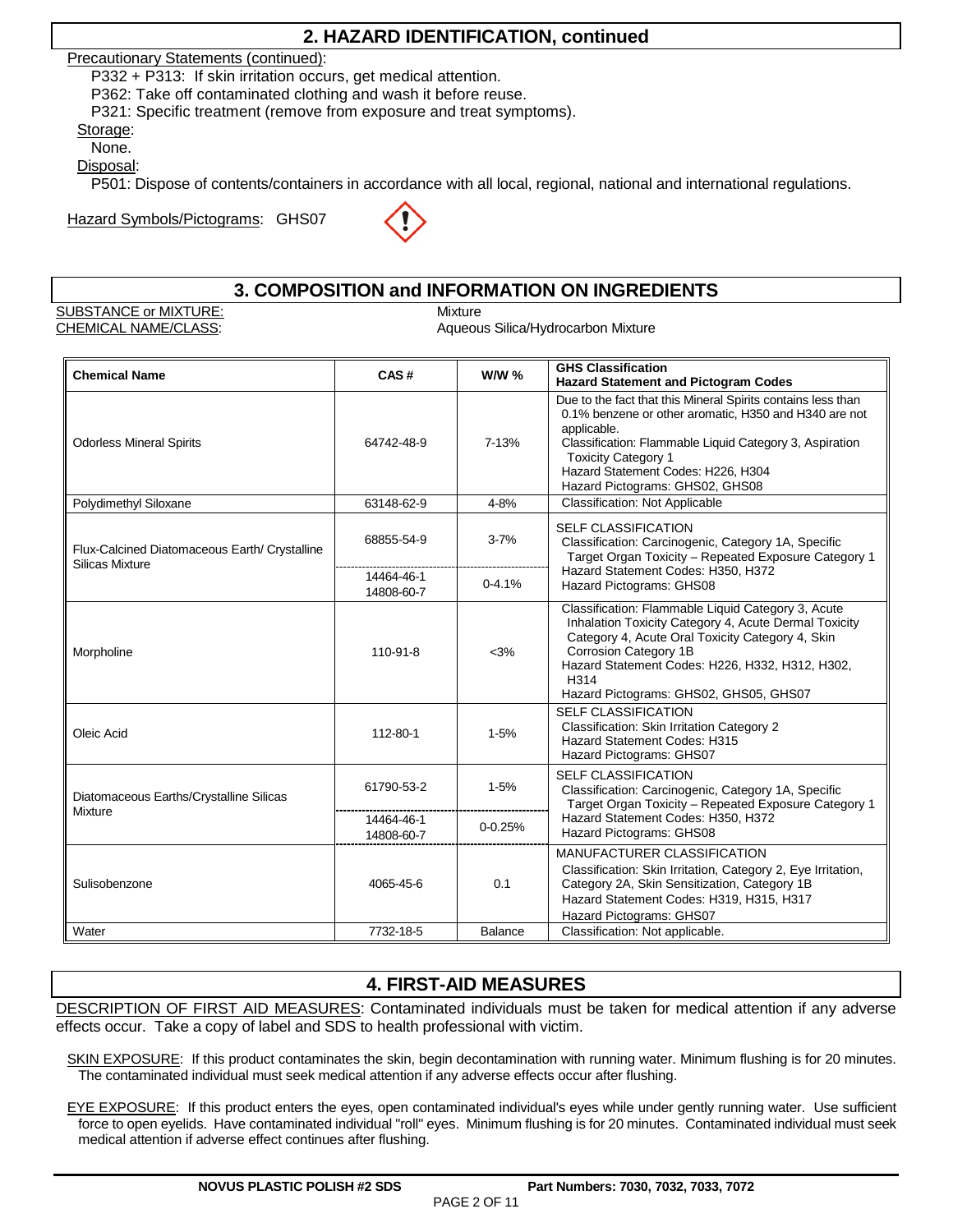## 2. HAZARD IDENTIFICATION, continued

Precautionary Statements (continued):

P332 + P313: If skin irritation occurs, get medical attention.

P362: Take off contaminated clothing and wash it before reuse.

P321: Specific treatment (remove from exposure and treat symptoms).

Storage:

None.

Disposal:

P501: Dispose of contents/containers in accordance with all local, regional, national and international regulations.

Hazard Symbols/Pictograms: GHS07

## 3. COMPOSITION and INFORMATION ON INGREDIENTS

SUBSTANCE or MIXTURE: Mixture

CHEMICAL NAME/CLASS: Aqueous Silica/Hydrocarbon Mixture

| Chemical Name | CAS # | W/W % | GHS Classification Hazard Statement and Pictogram Codes |
|---|---|---|---|
| Odorless Mineral Spirits | 64742-48-9 | 7-13% | Due to the fact that this Mineral Spirits contains less than 0.1% benzene or other aromatic, H350 and H340 are not applicable. Classification: Flammable Liquid Category 3, Aspiration Toxicity Category 1 Hazard Statement Codes: H226, H304 Hazard Pictograms: GHS02, GHS08 |
| Polydimethyl Siloxane | 63148-62-9 | 4-8% | Classification: Not Applicable |
| Flux-Calcined Diatomaceous Earth/ Crystalline Silicas Mixture | 68855-54-9 | 3-7% | SELF CLASSIFICATION Classification: Carcinogenic, Category 1A, Specific Target Organ Toxicity – Repeated Exposure Category 1 Hazard Statement Codes: H350, H372 Hazard Pictograms: GHS08 |
| | 14464-46-1 14808-60-7 | 0-4.1% | |
| Morpholine | 110-91-8 | <3% | Classification: Flammable Liquid Category 3, Acute Inhalation Toxicity Category 4, Acute Dermal Toxicity Category 4, Acute Oral Toxicity Category 4, Skin Corrosion Category 1B Hazard Statement Codes: H226, H332, H312, H302, H314 Hazard Pictograms: GHS02, GHS05, GHS07 |
| Oleic Acid | 112-80-1 | 1-5% | SELF CLASSIFICATION Classification: Skin Irritation Category 2 Hazard Statement Codes: H315 Hazard Pictograms: GHS07 |
| Diatomaceous Earths/Crystalline Silicas Mixture | 61790-53-2 | 1-5% | SELF CLASSIFICATION Classification: Carcinogenic, Category 1A, Specific Target Organ Toxicity – Repeated Exposure Category 1 Hazard Statement Codes: H350, H372 Hazard Pictograms: GHS08 |
| | 14464-46-1 14808-60-7 | 0-0.25% | |
| Sulisobenzone | 4065-45-6 | 0.1 | MANUFACTURER CLASSIFICATION Classification: Skin Irritation, Category 2, Eye Irritation, Category 2A, Skin Sensitization, Category 1B Hazard Statement Codes: H319, H315, H317 Hazard Pictograms: GHS07 |
| Water | 7732-18-5 | Balance | Classification: Not applicable. |

## 4. FIRST-AID MEASURES

DESCRIPTION OF FIRST AID MEASURES: Contaminated individuals must be taken for medical attention if any adverse effects occur. Take a copy of label and SDS to health professional with victim.

SKIN EXPOSURE: If this product contaminates the skin, begin decontamination with running water. Minimum flushing is for 20 minutes. The contaminated individual must seek medical attention if any adverse effects occur after flushing.

EYE EXPOSURE: If this product enters the eyes, open contaminated individual's eyes while under gently running water. Use sufficient force to open eyelids. Have contaminated individual "roll" eyes. Minimum flushing is for 20 minutes. Contaminated individual must seek medical attention if adverse effect continues after flushing.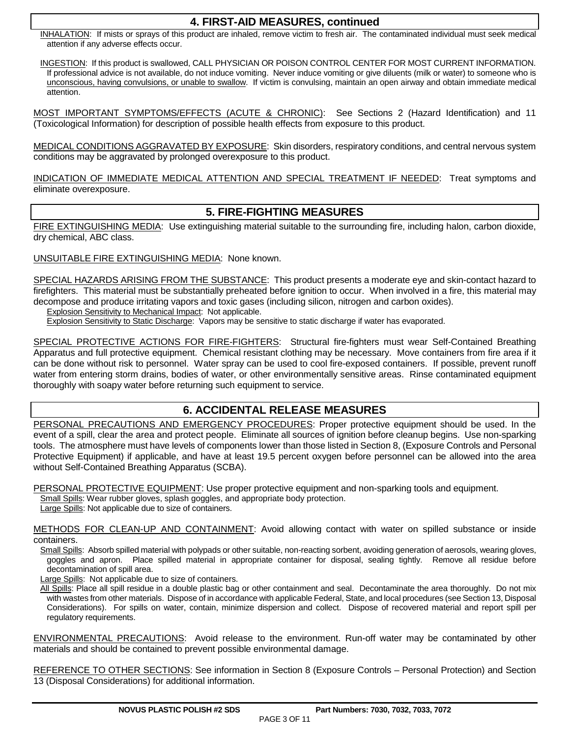## 4. FIRST-AID MEASURES, continued

INHALATION: If mists or sprays of this product are inhaled, remove victim to fresh air. The contaminated individual must seek medical attention if any adverse effects occur.

INGESTION: If this product is swallowed, CALL PHYSICIAN OR POISON CONTROL CENTER FOR MOST CURRENT INFORMATION. If professional advice is not available, do not induce vomiting. Never induce vomiting or give diluents (milk or water) to someone who is unconscious, having convulsions, or unable to swallow. If victim is convulsing, maintain an open airway and obtain immediate medical attention.

MOST IMPORTANT SYMPTOMS/EFFECTS (ACUTE & CHRONIC): See Sections 2 (Hazard Identification) and 11 (Toxicological Information) for description of possible health effects from exposure to this product.

MEDICAL CONDITIONS AGGRAVATED BY EXPOSURE: Skin disorders, respiratory conditions, and central nervous system conditions may be aggravated by prolonged overexposure to this product.

INDICATION OF IMMEDIATE MEDICAL ATTENTION AND SPECIAL TREATMENT IF NEEDED: Treat symptoms and eliminate overexposure.

## 5. FIRE-FIGHTING MEASURES

FIRE EXTINGUISHING MEDIA: Use extinguishing material suitable to the surrounding fire, including halon, carbon dioxide, dry chemical, ABC class.

UNSUITABLE FIRE EXTINGUISHING MEDIA: None known.

SPECIAL HAZARDS ARISING FROM THE SUBSTANCE: This product presents a moderate eye and skin-contact hazard to firefighters. This material must be substantially preheated before ignition to occur. When involved in a fire, this material may decompose and produce irritating vapors and toxic gases (including silicon, nitrogen and carbon oxides).

Explosion Sensitivity to Mechanical Impact: Not applicable.

Explosion Sensitivity to Static Discharge: Vapors may be sensitive to static discharge if water has evaporated.

SPECIAL PROTECTIVE ACTIONS FOR FIRE-FIGHTERS: Structural fire-fighters must wear Self-Contained Breathing Apparatus and full protective equipment. Chemical resistant clothing may be necessary. Move containers from fire area if it can be done without risk to personnel. Water spray can be used to cool fire-exposed containers. If possible, prevent runoff water from entering storm drains, bodies of water, or other environmentally sensitive areas. Rinse contaminated equipment thoroughly with soapy water before returning such equipment to service.

## 6. ACCIDENTAL RELEASE MEASURES

PERSONAL PRECAUTIONS AND EMERGENCY PROCEDURES: Proper protective equipment should be used. In the event of a spill, clear the area and protect people. Eliminate all sources of ignition before cleanup begins. Use non-sparking tools. The atmosphere must have levels of components lower than those listed in Section 8, (Exposure Controls and Personal Protective Equipment) if applicable, and have at least 19.5 percent oxygen before personnel can be allowed into the area without Self-Contained Breathing Apparatus (SCBA).

PERSONAL PROTECTIVE EQUIPMENT: Use proper protective equipment and non-sparking tools and equipment.

Small Spills: Wear rubber gloves, splash goggles, and appropriate body protection.

Large Spills: Not applicable due to size of containers.

METHODS FOR CLEAN-UP AND CONTAINMENT: Avoid allowing contact with water on spilled substance or inside containers.

Small Spills: Absorb spilled material with polypads or other suitable, non-reacting sorbent, avoiding generation of aerosols, wearing gloves, goggles and apron. Place spilled material in appropriate container for disposal, sealing tightly. Remove all residue before decontamination of spill area.

Large Spills: Not applicable due to size of containers.

All Spills: Place all spill residue in a double plastic bag or other containment and seal. Decontaminate the area thoroughly. Do not mix with wastes from other materials. Dispose of in accordance with applicable Federal, State, and local procedures (see Section 13, Disposal Considerations). For spills on water, contain, minimize dispersion and collect. Dispose of recovered material and report spill per regulatory requirements.

ENVIRONMENTAL PRECAUTIONS: Avoid release to the environment. Run-off water may be contaminated by other materials and should be contained to prevent possible environmental damage.

REFERENCE TO OTHER SECTIONS: See information in Section 8 (Exposure Controls – Personal Protection) and Section 13 (Disposal Considerations) for additional information.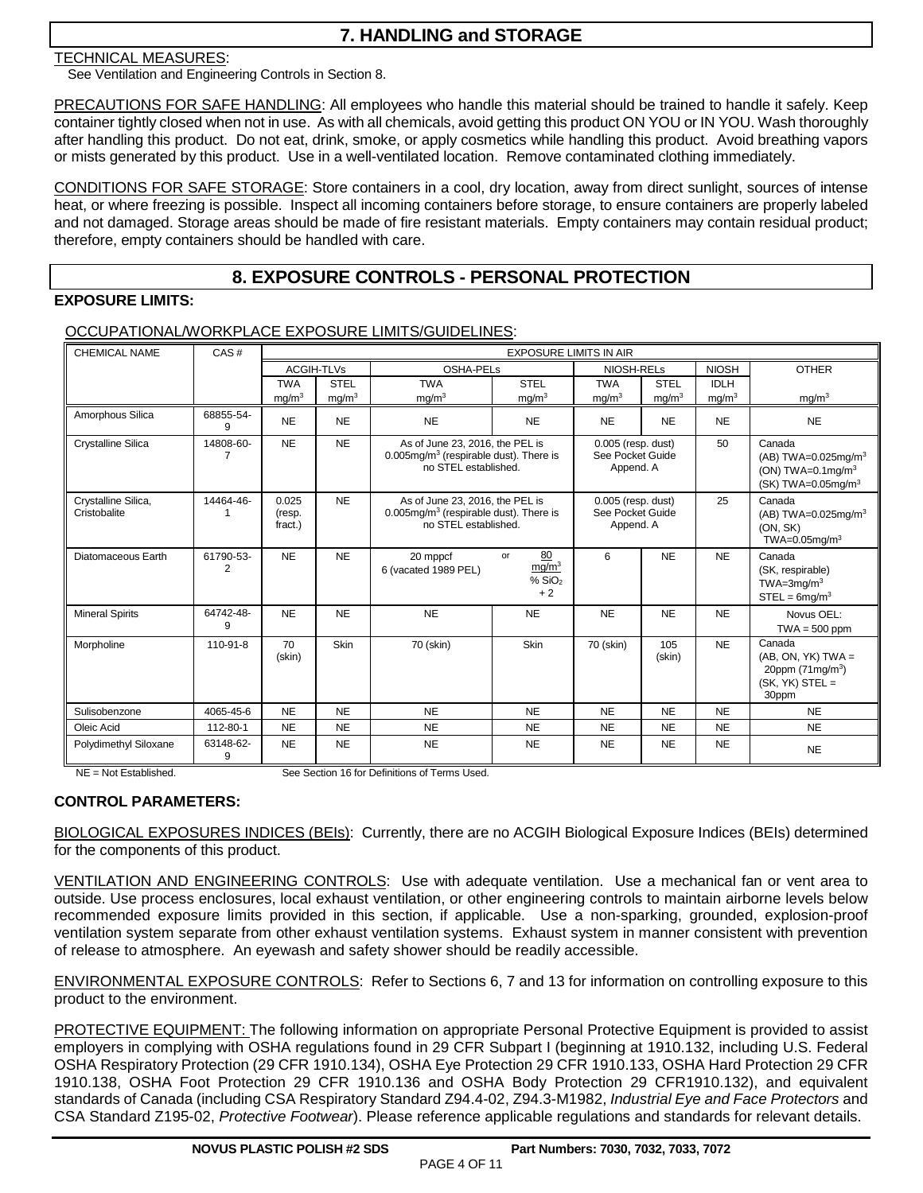## 7. HANDLING and STORAGE

TECHNICAL MEASURES:
See Ventilation and Engineering Controls in Section 8.

PRECAUTIONS FOR SAFE HANDLING: All employees who handle this material should be trained to handle it safely. Keep container tightly closed when not in use. As with all chemicals, avoid getting this product ON YOU or IN YOU. Wash thoroughly after handling this product. Do not eat, drink, smoke, or apply cosmetics while handling this product. Avoid breathing vapors or mists generated by this product. Use in a well-ventilated location. Remove contaminated clothing immediately.

CONDITIONS FOR SAFE STORAGE: Store containers in a cool, dry location, away from direct sunlight, sources of intense heat, or where freezing is possible. Inspect all incoming containers before storage, to ensure containers are properly labeled and not damaged. Storage areas should be made of fire resistant materials. Empty containers may contain residual product; therefore, empty containers should be handled with care.

## 8. EXPOSURE CONTROLS - PERSONAL PROTECTION

**EXPOSURE LIMITS:**

OCCUPATIONAL/WORKPLACE EXPOSURE LIMITS/GUIDELINES:

| CHEMICAL NAME | CAS # | EXPOSURE LIMITS IN AIR | | | | | | | |
|---|---|---|---|---|---|---|---|---|---|
| | | ACGIH-TLVs | | OSHA-PELs | | NIOSH-RELs | | NIOSH | OTHER |
| | | TWA $mg/m^3$ | STEL $mg/m^3$ | TWA $mg/m^3$ | STEL $mg/m^3$ | TWA $mg/m^3$ | STEL $mg/m^3$ | IDLH $mg/m^3$ | $mg/m^3$ |
| Amorphous Silica | 68855-54-9 | NE | NE | NE | NE | NE | NE | NE | NE |
| Crystalline Silica | 14808-60-7 | NE | NE | As of June 23, 2016, the PEL is 0.005mg/m³ (respirable dust). There is no STEL established. | | 0.005 (resp. dust) See Pocket Guide Append. A | | 50 | Canada (AB) TWA=0.025mg/m³ (ON) TWA=0.1mg/m³ (SK) TWA=0.05mg/m³ |
| Crystalline Silica, Cristobalite | 14464-46-1 | 0.025 (resp. fract.) | NE | As of June 23, 2016, the PEL is 0.005mg/m³ (respirable dust). There is no STEL established. | | 0.005 (resp. dust) See Pocket Guide Append. A | | 25 | Canada (AB) TWA=0.025mg/m³ (ON, SK) TWA=0.05mg/m³ |
| Diatomaceous Earth | 61790-53-2 | NE | NE | 20 mppcf 6 (vacated 1989 PEL) | or $\frac{80\ mg/m^3}{\%\ SiO_2 + 2}$ | 6 | NE | NE | Canada (SK, respirable) TWA=3mg/m³ STEL = 6mg/m³ |
| Mineral Spirits | 64742-48-9 | NE | NE | NE | NE | NE | NE | NE | Novus OEL: TWA = 500 ppm |
| Morpholine | 110-91-8 | 70 (skin) | Skin | 70 (skin) | Skin | 70 (skin) | 105 (skin) | NE | Canada (AB, ON, YK) TWA = 20ppm (71mg/m³) (SK, YK) STEL = 30ppm |
| Sulisobenzone | 4065-45-6 | NE | NE | NE | NE | NE | NE | NE | NE |
| Oleic Acid | 112-80-1 | NE | NE | NE | NE | NE | NE | NE | NE |
| Polydimethyl Siloxane | 63148-62-9 | NE | NE | NE | NE | NE | NE | NE | NE |

NE = Not Established. See Section 16 for Definitions of Terms Used.

**CONTROL PARAMETERS:**

BIOLOGICAL EXPOSURES INDICES (BEIs): Currently, there are no ACGIH Biological Exposure Indices (BEIs) determined for the components of this product.

VENTILATION AND ENGINEERING CONTROLS: Use with adequate ventilation. Use a mechanical fan or vent area to outside. Use process enclosures, local exhaust ventilation, or other engineering controls to maintain airborne levels below recommended exposure limits provided in this section, if applicable. Use a non-sparking, grounded, explosion-proof ventilation system separate from other exhaust ventilation systems. Exhaust system in manner consistent with prevention of release to atmosphere. An eyewash and safety shower should be readily accessible.

ENVIRONMENTAL EXPOSURE CONTROLS: Refer to Sections 6, 7 and 13 for information on controlling exposure to this product to the environment.

PROTECTIVE EQUIPMENT: The following information on appropriate Personal Protective Equipment is provided to assist employers in complying with OSHA regulations found in 29 CFR Subpart I (beginning at 1910.132, including U.S. Federal OSHA Respiratory Protection (29 CFR 1910.134), OSHA Eye Protection 29 CFR 1910.133, OSHA Hard Protection 29 CFR 1910.138, OSHA Foot Protection 29 CFR 1910.136 and OSHA Body Protection 29 CFR1910.132), and equivalent standards of Canada (including CSA Respiratory Standard Z94.4-02, Z94.3-M1982, *Industrial Eye and Face Protectors* and CSA Standard Z195-02, *Protective Footwear*). Please reference applicable regulations and standards for relevant details.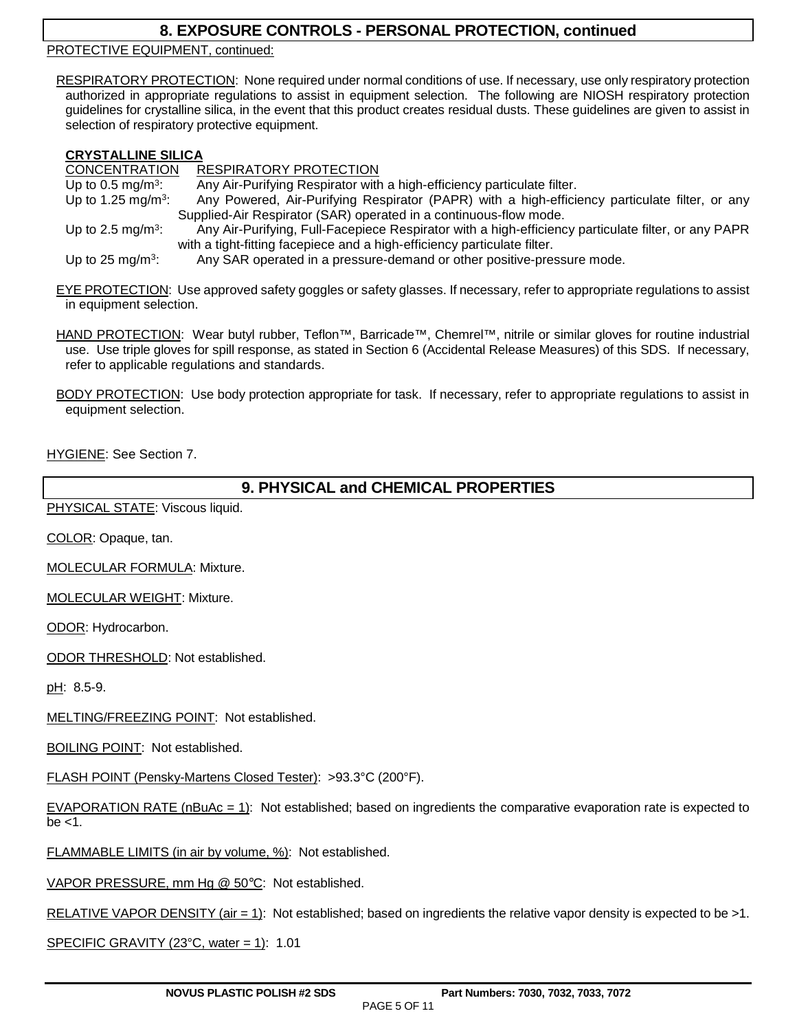## 8. EXPOSURE CONTROLS - PERSONAL PROTECTION, continued

PROTECTIVE EQUIPMENT, continued:

RESPIRATORY PROTECTION: None required under normal conditions of use. If necessary, use only respiratory protection authorized in appropriate regulations to assist in equipment selection. The following are NIOSH respiratory protection guidelines for crystalline silica, in the event that this product creates residual dusts. These guidelines are given to assist in selection of respiratory protective equipment.

**CRYSTALLINE SILICA**

| CONCENTRATION | RESPIRATORY PROTECTION |
|---|---|
| Up to 0.5 mg/m³: | Any Air-Purifying Respirator with a high-efficiency particulate filter. |
| Up to 1.25 mg/m³: | Any Powered, Air-Purifying Respirator (PAPR) with a high-efficiency particulate filter, or any Supplied-Air Respirator (SAR) operated in a continuous-flow mode. |
| Up to 2.5 mg/m³: | Any Air-Purifying, Full-Facepiece Respirator with a high-efficiency particulate filter, or any PAPR with a tight-fitting facepiece and a high-efficiency particulate filter. |
| Up to 25 mg/m³: | Any SAR operated in a pressure-demand or other positive-pressure mode. |

EYE PROTECTION: Use approved safety goggles or safety glasses. If necessary, refer to appropriate regulations to assist in equipment selection.

HAND PROTECTION: Wear butyl rubber, Teflon™, Barricade™, Chemrel™, nitrile or similar gloves for routine industrial use. Use triple gloves for spill response, as stated in Section 6 (Accidental Release Measures) of this SDS. If necessary, refer to applicable regulations and standards.

BODY PROTECTION: Use body protection appropriate for task. If necessary, refer to appropriate regulations to assist in equipment selection.

HYGIENE: See Section 7.

## 9. PHYSICAL and CHEMICAL PROPERTIES

PHYSICAL STATE: Viscous liquid.

COLOR: Opaque, tan.

MOLECULAR FORMULA: Mixture.

MOLECULAR WEIGHT: Mixture.

ODOR: Hydrocarbon.

ODOR THRESHOLD: Not established.

pH: 8.5-9.

MELTING/FREEZING POINT: Not established.

BOILING POINT: Not established.

FLASH POINT (Pensky-Martens Closed Tester): >93.3°C (200°F).

EVAPORATION RATE (nBuAc = 1): Not established; based on ingredients the comparative evaporation rate is expected to be <1.

FLAMMABLE LIMITS (in air by volume, %): Not established.

VAPOR PRESSURE, mm Hg @ 50°C: Not established.

RELATIVE VAPOR DENSITY (air = 1): Not established; based on ingredients the relative vapor density is expected to be >1.

SPECIFIC GRAVITY (23°C, water = 1): 1.01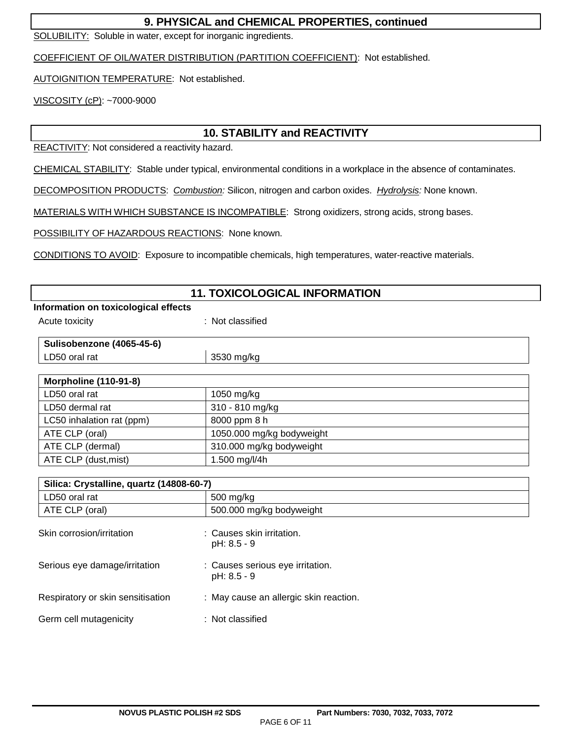## 9. PHYSICAL and CHEMICAL PROPERTIES, continued

SOLUBILITY: Soluble in water, except for inorganic ingredients.

COEFFICIENT OF OIL/WATER DISTRIBUTION (PARTITION COEFFICIENT): Not established.

AUTOIGNITION TEMPERATURE: Not established.

VISCOSITY (cP): ~7000-9000

## 10. STABILITY and REACTIVITY

REACTIVITY: Not considered a reactivity hazard.

CHEMICAL STABILITY: Stable under typical, environmental conditions in a workplace in the absence of contaminates.

DECOMPOSITION PRODUCTS: *Combustion:* Silicon, nitrogen and carbon oxides. *Hydrolysis:* None known.

MATERIALS WITH WHICH SUBSTANCE IS INCOMPATIBLE: Strong oxidizers, strong acids, strong bases.

POSSIBILITY OF HAZARDOUS REACTIONS: None known.

CONDITIONS TO AVOID: Exposure to incompatible chemicals, high temperatures, water-reactive materials.

## 11. TOXICOLOGICAL INFORMATION

**Information on toxicological effects**

Acute toxicity : Not classified

| Sulisobenzone (4065-45-6) | |
|---|---|
| LD50 oral rat | 3530 mg/kg |

| Morpholine (110-91-8) | |
|---|---|
| LD50 oral rat | 1050 mg/kg |
| LD50 dermal rat | 310 - 810 mg/kg |
| LC50 inhalation rat (ppm) | 8000 ppm 8 h |
| ATE CLP (oral) | 1050.000 mg/kg bodyweight |
| ATE CLP (dermal) | 310.000 mg/kg bodyweight |
| ATE CLP (dust,mist) | 1.500 mg/l/4h |

| Silica: Crystalline, quartz (14808-60-7) | |
|---|---|
| LD50 oral rat | 500 mg/kg |
| ATE CLP (oral) | 500.000 mg/kg bodyweight |

Skin corrosion/irritation : Causes skin irritation.
pH: 8.5 - 9

Serious eye damage/irritation : Causes serious eye irritation.
pH: 8.5 - 9

Respiratory or skin sensitisation : May cause an allergic skin reaction.

Germ cell mutagenicity : Not classified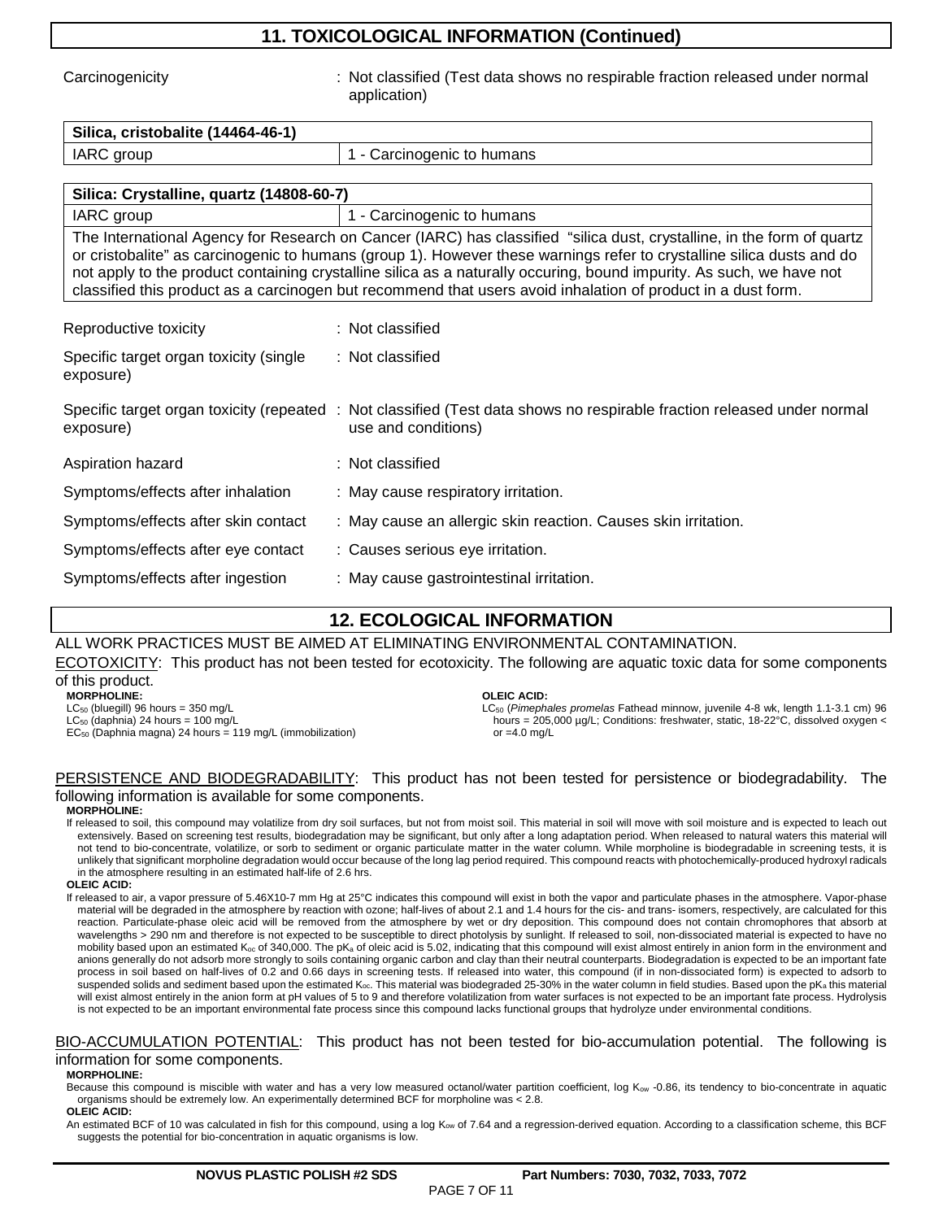## 11. TOXICOLOGICAL INFORMATION (Continued)

Carcinogenicity : Not classified (Test data shows no respirable fraction released under normal application)

| Silica, cristobalite (14464-46-1) | |
|---|---|
| IARC group | 1 - Carcinogenic to humans |

| Silica: Crystalline, quartz (14808-60-7) | |
|---|---|
| IARC group | 1 - Carcinogenic to humans |
| The International Agency for Research on Cancer (IARC) has classified "silica dust, crystalline, in the form of quartz or cristobalite" as carcinogenic to humans (group 1). However these warnings refer to crystalline silica dusts and do not apply to the product containing crystalline silica as a naturally occuring, bound impurity. As such, we have not classified this product as a carcinogen but recommend that users avoid inhalation of product in a dust form. | |

Reproductive toxicity : Not classified

Specific target organ toxicity (single exposure) : Not classified

Specific target organ toxicity (repeated exposure) : Not classified (Test data shows no respirable fraction released under normal use and conditions)

Aspiration hazard : Not classified

Symptoms/effects after inhalation : May cause respiratory irritation.

Symptoms/effects after skin contact : May cause an allergic skin reaction. Causes skin irritation.

Symptoms/effects after eye contact : Causes serious eye irritation.

Symptoms/effects after ingestion : May cause gastrointestinal irritation.

## 12. ECOLOGICAL INFORMATION

ALL WORK PRACTICES MUST BE AIMED AT ELIMINATING ENVIRONMENTAL CONTAMINATION.

ECOTOXICITY: This product has not been tested for ecotoxicity. The following are aquatic toxic data for some components of this product.

**MORPHOLINE:**
$LC_{50}$ (bluegill) 96 hours = 350 mg/L
$LC_{50}$ (daphnia) 24 hours = 100 mg/L
$EC_{50}$ (Daphnia magna) 24 hours = 119 mg/L (immobilization)

**OLEIC ACID:**
$LC_{50}$ (*Pimephales promelas* Fathead minnow, juvenile 4-8 wk, length 1.1-3.1 cm) 96 hours = 205,000 µg/L; Conditions: freshwater, static, 18-22°C, dissolved oxygen < or =4.0 mg/L

PERSISTENCE AND BIODEGRADABILITY: This product has not been tested for persistence or biodegradability. The following information is available for some components.

**MORPHOLINE:**
If released to soil, this compound may volatilize from dry soil surfaces, but not from moist soil. This material in soil will move with soil moisture and is expected to leach out extensively. Based on screening test results, biodegradation may be significant, but only after a long adaptation period. When released to natural waters this material will not tend to bio-concentrate, volatilize, or sorb to sediment or organic particulate matter in the water column. While morpholine is biodegradable in screening tests, it is unlikely that significant morpholine degradation would occur because of the long lag period required. This compound reacts with photochemically-produced hydroxyl radicals in the atmosphere resulting in an estimated half-life of 2.6 hrs.

**OLEIC ACID:**
If released to air, a vapor pressure of 5.46X10-7 mm Hg at 25°C indicates this compound will exist in both the vapor and particulate phases in the atmosphere. Vapor-phase material will be degraded in the atmosphere by reaction with ozone; half-lives of about 2.1 and 1.4 hours for the cis- and trans- isomers, respectively, are calculated for this reaction. Particulate-phase oleic acid will be removed from the atmosphere by wet or dry deposition. This compound does not contain chromophores that absorb at wavelengths > 290 nm and therefore is not expected to be susceptible to direct photolysis by sunlight. If released to soil, non-dissociated material is expected to have no mobility based upon an estimated $K_{oc}$ of 340,000. The $pK_a$ of oleic acid is 5.02, indicating that this compound will exist almost entirely in anion form in the environment and anions generally do not adsorb more strongly to soils containing organic carbon and clay than their neutral counterparts. Biodegradation is expected to be an important fate process in soil based on half-lives of 0.2 and 0.66 days in screening tests. If released into water, this compound (if in non-dissociated form) is expected to adsorb to suspended solids and sediment based upon the estimated $K_{oc}$. This material was biodegraded 25-30% in the water column in field studies. Based upon the $pK_a$ this material will exist almost entirely in the anion form at pH values of 5 to 9 and therefore volatilization from water surfaces is not expected to be an important fate process. Hydrolysis is not expected to be an important environmental fate process since this compound lacks functional groups that hydrolyze under environmental conditions.

BIO-ACCUMULATION POTENTIAL: This product has not been tested for bio-accumulation potential. The following is information for some components.

**MORPHOLINE:**
Because this compound is miscible with water and has a very low measured octanol/water partition coefficient, log $K_{ow}$ -0.86, its tendency to bio-concentrate in aquatic organisms should be extremely low. An experimentally determined BCF for morpholine was < 2.8.

**OLEIC ACID:**
An estimated BCF of 10 was calculated in fish for this compound, using a log $K_{ow}$ of 7.64 and a regression-derived equation. According to a classification scheme, this BCF suggests the potential for bio-concentration in aquatic organisms is low.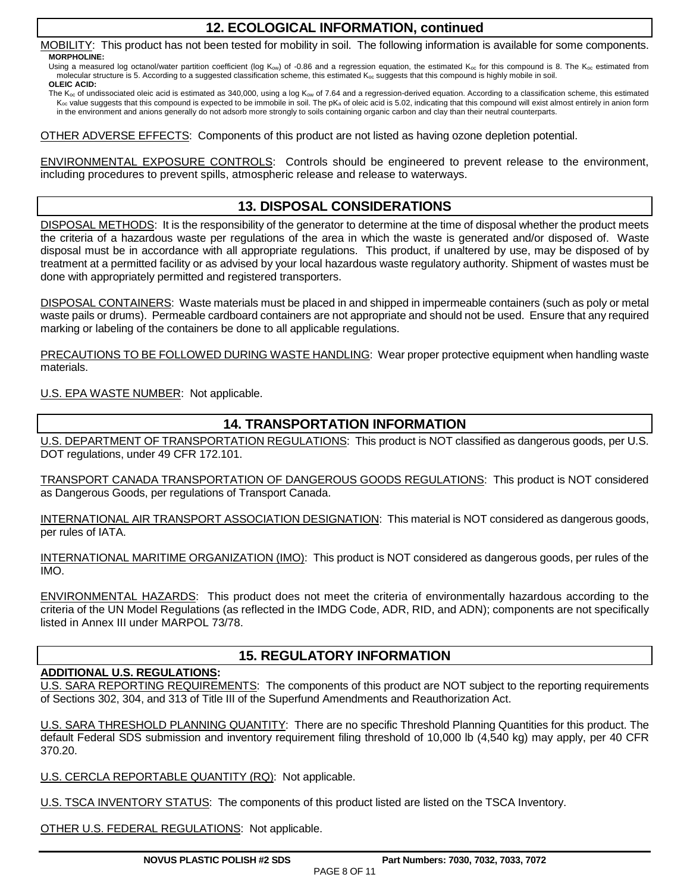## 12. ECOLOGICAL INFORMATION, continued

MOBILITY: This product has not been tested for mobility in soil. The following information is available for some components.

**MORPHOLINE:**

Using a measured log octanol/water partition coefficient (log $K_{ow}$) of -0.86 and a regression equation, the estimated $K_{oc}$ for this compound is 8. The $K_{oc}$ estimated from molecular structure is 5. According to a suggested classification scheme, this estimated $K_{oc}$ suggests that this compound is highly mobile in soil.

**OLEIC ACID:**

The $K_{oc}$ of undissociated oleic acid is estimated as 340,000, using a log $K_{ow}$ of 7.64 and a regression-derived equation. According to a classification scheme, this estimated $K_{oc}$ value suggests that this compound is expected to be immobile in soil. The $pK_a$ of oleic acid is 5.02, indicating that this compound will exist almost entirely in anion form in the environment and anions generally do not adsorb more strongly to soils containing organic carbon and clay than their neutral counterparts.

OTHER ADVERSE EFFECTS: Components of this product are not listed as having ozone depletion potential.

ENVIRONMENTAL EXPOSURE CONTROLS: Controls should be engineered to prevent release to the environment, including procedures to prevent spills, atmospheric release and release to waterways.

## 13. DISPOSAL CONSIDERATIONS

DISPOSAL METHODS: It is the responsibility of the generator to determine at the time of disposal whether the product meets the criteria of a hazardous waste per regulations of the area in which the waste is generated and/or disposed of. Waste disposal must be in accordance with all appropriate regulations. This product, if unaltered by use, may be disposed of by treatment at a permitted facility or as advised by your local hazardous waste regulatory authority. Shipment of wastes must be done with appropriately permitted and registered transporters.

DISPOSAL CONTAINERS: Waste materials must be placed in and shipped in impermeable containers (such as poly or metal waste pails or drums). Permeable cardboard containers are not appropriate and should not be used. Ensure that any required marking or labeling of the containers be done to all applicable regulations.

PRECAUTIONS TO BE FOLLOWED DURING WASTE HANDLING: Wear proper protective equipment when handling waste materials.

U.S. EPA WASTE NUMBER: Not applicable.

## 14. TRANSPORTATION INFORMATION

U.S. DEPARTMENT OF TRANSPORTATION REGULATIONS: This product is NOT classified as dangerous goods, per U.S. DOT regulations, under 49 CFR 172.101.

TRANSPORT CANADA TRANSPORTATION OF DANGEROUS GOODS REGULATIONS: This product is NOT considered as Dangerous Goods, per regulations of Transport Canada.

INTERNATIONAL AIR TRANSPORT ASSOCIATION DESIGNATION: This material is NOT considered as dangerous goods, per rules of IATA.

INTERNATIONAL MARITIME ORGANIZATION (IMO): This product is NOT considered as dangerous goods, per rules of the IMO.

ENVIRONMENTAL HAZARDS: This product does not meet the criteria of environmentally hazardous according to the criteria of the UN Model Regulations (as reflected in the IMDG Code, ADR, RID, and ADN); components are not specifically listed in Annex III under MARPOL 73/78.

## 15. REGULATORY INFORMATION

**ADDITIONAL U.S. REGULATIONS:**

U.S. SARA REPORTING REQUIREMENTS: The components of this product are NOT subject to the reporting requirements of Sections 302, 304, and 313 of Title III of the Superfund Amendments and Reauthorization Act.

U.S. SARA THRESHOLD PLANNING QUANTITY: There are no specific Threshold Planning Quantities for this product. The default Federal SDS submission and inventory requirement filing threshold of 10,000 lb (4,540 kg) may apply, per 40 CFR 370.20.

U.S. CERCLA REPORTABLE QUANTITY (RQ): Not applicable.

U.S. TSCA INVENTORY STATUS: The components of this product listed are listed on the TSCA Inventory.

OTHER U.S. FEDERAL REGULATIONS: Not applicable.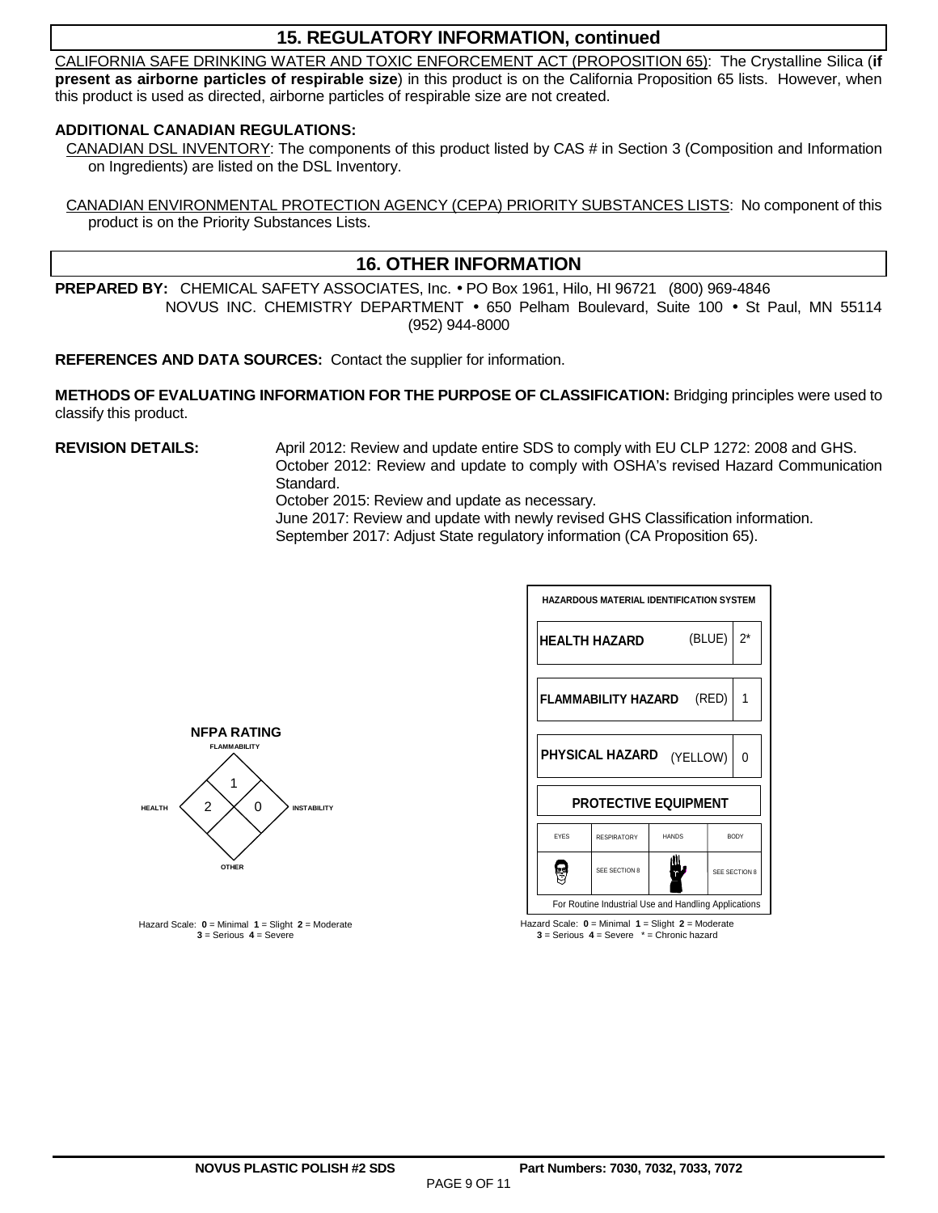## 15. REGULATORY INFORMATION, continued

CALIFORNIA SAFE DRINKING WATER AND TOXIC ENFORCEMENT ACT (PROPOSITION 65): The Crystalline Silica (**if present as airborne particles of respirable size**) in this product is on the California Proposition 65 lists. However, when this product is used as directed, airborne particles of respirable size are not created.

**ADDITIONAL CANADIAN REGULATIONS:**

CANADIAN DSL INVENTORY: The components of this product listed by CAS # in Section 3 (Composition and Information on Ingredients) are listed on the DSL Inventory.

CANADIAN ENVIRONMENTAL PROTECTION AGENCY (CEPA) PRIORITY SUBSTANCES LISTS: No component of this product is on the Priority Substances Lists.

## 16. OTHER INFORMATION

**PREPARED BY:** CHEMICAL SAFETY ASSOCIATES, Inc. • PO Box 1961, Hilo, HI 96721 (800) 969-4846
NOVUS INC. CHEMISTRY DEPARTMENT • 650 Pelham Boulevard, Suite 100 • St Paul, MN 55114 (952) 944-8000

**REFERENCES AND DATA SOURCES:** Contact the supplier for information.

**METHODS OF EVALUATING INFORMATION FOR THE PURPOSE OF CLASSIFICATION:** Bridging principles were used to classify this product.

**REVISION DETAILS:**
April 2012: Review and update entire SDS to comply with EU CLP 1272: 2008 and GHS.
October 2012: Review and update to comply with OSHA's revised Hazard Communication Standard.
October 2015: Review and update as necessary.
June 2017: Review and update with newly revised GHS Classification information.
September 2017: Adjust State regulatory information (CA Proposition 65).

**NFPA RATING**

| Category | Rating |
|---|---|
| FLAMMABILITY | 1 |
| HEALTH | 2 |
| INSTABILITY | 0 |
| OTHER | |

Hazard Scale: **0** = Minimal **1** = Slight **2** = Moderate **3** = Serious **4** = Severe

**HAZARDOUS MATERIAL IDENTIFICATION SYSTEM**

| Hazard | Color | Rating |
|---|---|---|
| HEALTH HAZARD | (BLUE) | 2* |
| FLAMMABILITY HAZARD | (RED) | 1 |
| PHYSICAL HAZARD | (YELLOW) | 0 |

**PROTECTIVE EQUIPMENT**

| EYES | RESPIRATORY | HANDS | BODY |
|---|---|---|---|
| | SEE SECTION 8 | | SEE SECTION 8 |

For Routine Industrial Use and Handling Applications

Hazard Scale: **0** = Minimal **1** = Slight **2** = Moderate **3** = Serious **4** = Severe * = Chronic hazard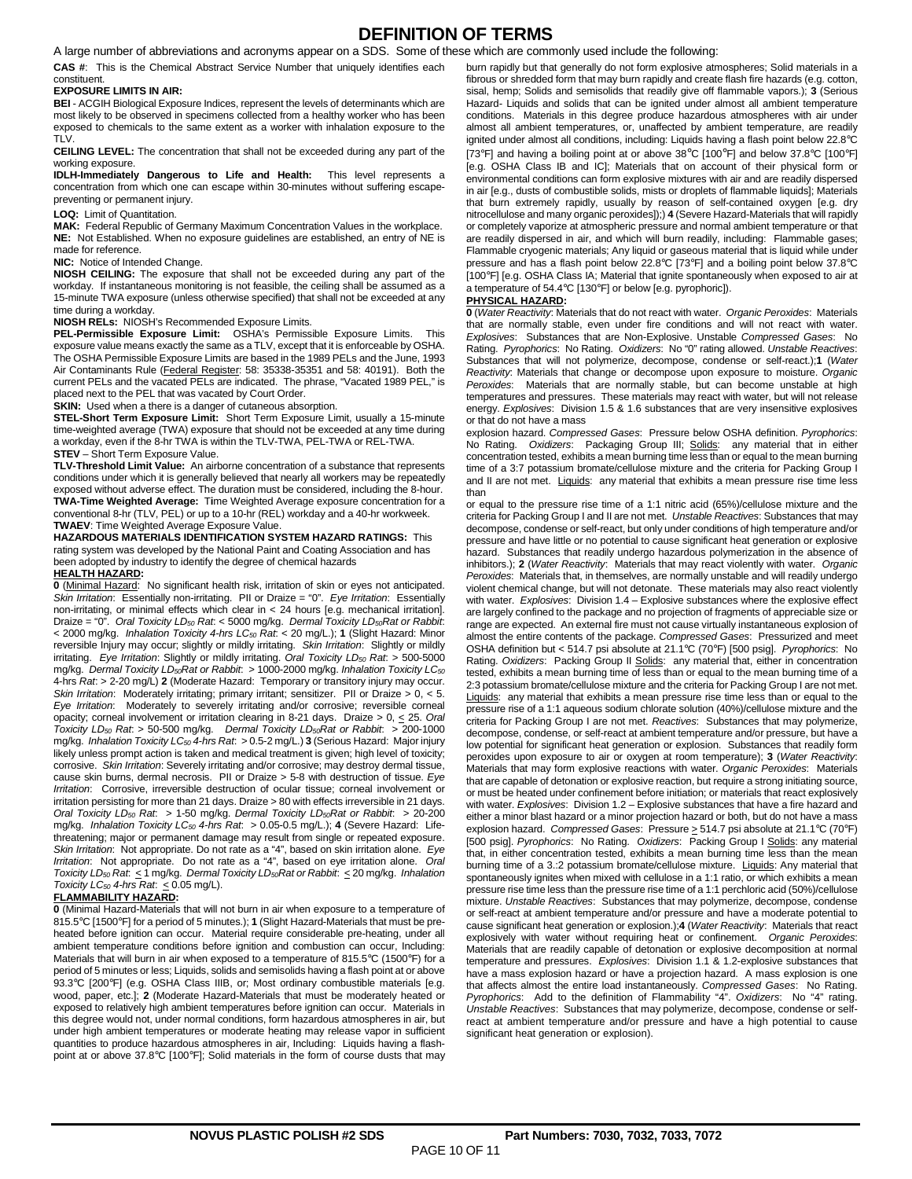# DEFINITION OF TERMS

A large number of abbreviations and acronyms appear on a SDS. Some of these which are commonly used include the following:

**CAS #**: This is the Chemical Abstract Service Number that uniquely identifies each constituent.

**EXPOSURE LIMITS IN AIR:**

**BEI** - ACGIH Biological Exposure Indices, represent the levels of determinants which are most likely to be observed in specimens collected from a healthy worker who has been exposed to chemicals to the same extent as a worker with inhalation exposure to the TLV.

**CEILING LEVEL:** The concentration that shall not be exceeded during any part of the working exposure.

**IDLH-Immediately Dangerous to Life and Health:** This level represents a concentration from which one can escape within 30-minutes without suffering escape-preventing or permanent injury.

**LOQ:** Limit of Quantitation.

**MAK:** Federal Republic of Germany Maximum Concentration Values in the workplace.

**NE:** Not Established. When no exposure guidelines are established, an entry of NE is made for reference.

**NIC:** Notice of Intended Change.

**NIOSH CEILING:** The exposure that shall not be exceeded during any part of the workday. If instantaneous monitoring is not feasible, the ceiling shall be assumed as a 15-minute TWA exposure (unless otherwise specified) that shall not be exceeded at any time during a workday.

**NIOSH RELs:** NIOSH's Recommended Exposure Limits.

**PEL-Permissible Exposure Limit:** OSHA's Permissible Exposure Limits. This exposure value means exactly the same as a TLV, except that it is enforceable by OSHA. The OSHA Permissible Exposure Limits are based in the 1989 PELs and the June, 1993 Air Contaminants Rule (Federal Register: 58: 35338-35351 and 58: 40191). Both the current PELs and the vacated PELs are indicated. The phrase, "Vacated 1989 PEL," is placed next to the PEL that was vacated by Court Order.

**SKIN:** Used when a there is a danger of cutaneous absorption.

**STEL-Short Term Exposure Limit:** Short Term Exposure Limit, usually a 15-minute time-weighted average (TWA) exposure that should not be exceeded at any time during a workday, even if the 8-hr TWA is within the TLV-TWA, PEL-TWA or REL-TWA.

**STEV** – Short Term Exposure Value.

**TLV-Threshold Limit Value:** An airborne concentration of a substance that represents conditions under which it is generally believed that nearly all workers may be repeatedly exposed without adverse effect. The duration must be considered, including the 8-hour.

**TWA-Time Weighted Average:** Time Weighted Average exposure concentration for a conventional 8-hr (TLV, PEL) or up to a 10-hr (REL) workday and a 40-hr workweek.

**TWAEV**: Time Weighted Average Exposure Value.

**HAZARDOUS MATERIALS IDENTIFICATION SYSTEM HAZARD RATINGS:** This rating system was developed by the National Paint and Coating Association and has been adopted by industry to identify the degree of chemical hazards

**HEALTH HAZARD:**

**0** (Minimal Hazard: No significant health risk, irritation of skin or eyes not anticipated. *Skin Irritation*: Essentially non-irritating. PII or Draize = "0". *Eye Irritation*: Essentially non-irritating, or minimal effects which clear in < 24 hours [e.g. mechanical irritation]. Draize = "0". *Oral Toxicity $LD_{50}$ Rat*: < 5000 mg/kg. *Dermal Toxicity $LD_{50}$Rat or Rabbit*: < 2000 mg/kg. *Inhalation Toxicity 4-hrs $LC_{50}$ Rat*: < 20 mg/L.); **1** (Slight Hazard: Minor reversible Injury may occur; slightly or mildly irritating. *Skin Irritation*: Slightly or mildly irritating. *Eye Irritation*: Slightly or mildly irritating. *Oral Toxicity $LD_{50}$ Rat*: > 500-5000 mg/kg. *Dermal Toxicity $LD_{50}$Rat or Rabbit*: > 1000-2000 mg/kg. *Inhalation Toxicity $LC_{50}$* 4-hrs *Rat*: > 2-20 mg/L) **2** (Moderate Hazard: Temporary or transitory injury may occur. *Skin Irritation*: Moderately irritating; primary irritant; sensitizer. PII or Draize > 0, < 5. *Eye Irritation*: Moderately to severely irritating and/or corrosive; reversible corneal opacity; corneal involvement or irritation clearing in 8-21 days. Draize > 0, < 25. *Oral Toxicity $LD_{50}$ Rat*: > 50-500 mg/kg. *Dermal Toxicity $LD_{50}$Rat or Rabbit*: > 200-1000 mg/kg. *Inhalation Toxicity $LC_{50}$ 4-hrs Rat*: > 0.5-2 mg/L.) **3** (Serious Hazard: Major injury likely unless prompt action is taken and medical treatment is given; high level of toxicity; corrosive. *Skin Irritation*: Severely irritating and/or corrosive; may destroy dermal tissue, cause skin burns, dermal necrosis. PII or Draize > 5-8 with destruction of tissue. *Eye Irritation*: Corrosive, irreversible destruction of ocular tissue; corneal involvement or irritation persisting for more than 21 days. Draize > 80 with effects irreversible in 21 days. *Oral Toxicity $LD_{50}$ Rat*: > 1-50 mg/kg. *Dermal Toxicity $LD_{50}$Rat or Rabbit*: > 20-200 mg/kg. *Inhalation Toxicity $LC_{50}$ 4-hrs Rat*: > 0.05-0.5 mg/L.); **4** (Severe Hazard: Life-threatening; major or permanent damage may result from single or repeated exposure. *Skin Irritation*: Not appropriate. Do not rate as a "4", based on skin irritation alone. *Eye Irritation*: Not appropriate. Do not rate as a "4", based on eye irritation alone. *Oral Toxicity $LD_{50}$ Rat*: ≤ 1 mg/kg. *Dermal Toxicity $LD_{50}$Rat or Rabbit*: ≤ 20 mg/kg. *Inhalation Toxicity $LC_{50}$ 4-hrs Rat*: ≤ 0.05 mg/L).

**FLAMMABILITY HAZARD:**

**0** (Minimal Hazard-Materials that will not burn in air when exposure to a temperature of 815.5℃ [1500℉] for a period of 5 minutes.); **1** (Slight Hazard-Materials that must be pre-heated before ignition can occur. Material require considerable pre-heating, under all ambient temperature conditions before ignition and combustion can occur, Including: Materials that will burn in air when exposed to a temperature of 815.5℃ (1500℉) for a period of 5 minutes or less; Liquids, solids and semisolids having a flash point at or above 93.3℃ [200℉] (e.g. OSHA Class IIIB, or; Most ordinary combustible materials [e.g. wood, paper, etc.]; **2** (Moderate Hazard-Materials that must be moderately heated or exposed to relatively high ambient temperatures before ignition can occur. Materials in this degree would not, under normal conditions, form hazardous atmospheres in air, but under high ambient temperatures or moderate heating may release vapor in sufficient quantities to produce hazardous atmospheres in air, Including: Liquids having a flash-point at or above 37.8℃ [100℉]; Solid materials in the form of course dusts that may burn rapidly but that generally do not form explosive atmospheres; Solid materials in a fibrous or shredded form that may burn rapidly and create flash fire hazards (e.g. cotton, sisal, hemp; Solids and semisolids that readily give off flammable vapors.); **3** (Serious Hazard- Liquids and solids that can be ignited under almost all ambient temperature conditions. Materials in this degree produce hazardous atmospheres with air under almost all ambient temperatures, or, unaffected by ambient temperature, are readily ignited under almost all conditions, including: Liquids having a flash point below 22.8℃ [73℉] and having a boiling point at or above 38℃ [100℉] and below 37.8℃ [100℉] [e.g. OSHA Class IB and IC]; Materials that on account of their physical form or environmental conditions can form explosive mixtures with air and are readily dispersed in air [e.g., dusts of combustible solids, mists or droplets of flammable liquids]; Materials that burn extremely rapidly, usually by reason of self-contained oxygen [e.g. dry nitrocellulose and many organic peroxides]);) **4** (Severe Hazard-Materials that will rapidly or completely vaporize at atmospheric pressure and normal ambient temperature or that are readily dispersed in air, and which will burn readily, including: Flammable gases; Flammable cryogenic materials; Any liquid or gaseous material that is liquid while under pressure and has a flash point below 22.8℃ [73℉] and a boiling point below 37.8℃ [100℉] [e.g. OSHA Class IA; Material that ignite spontaneously when exposed to air at a temperature of 54.4℃ [130℉] or below [e.g. pyrophoric]).

**PHYSICAL HAZARD:**

**0** (*Water Reactivity*: Materials that do not react with water. *Organic Peroxides*: Materials that are normally stable, even under fire conditions and will not react with water. *Explosives*: Substances that are Non-Explosive. Unstable *Compressed Gases*: No Rating. *Pyrophorics*: No Rating. *Oxidizers*: No "0" rating allowed. *Unstable Reactives*: Substances that will not polymerize, decompose, condense or self-react.);**1** (*Water Reactivity*: Materials that change or decompose upon exposure to moisture. *Organic Peroxides*: Materials that are normally stable, but can become unstable at high temperatures and pressures. These materials may react with water, but will not release energy. *Explosives*: Division 1.5 & 1.6 substances that are very insensitive explosives or that do not have a mass explosion hazard. *Compressed Gases*: Pressure below OSHA definition. *Pyrophorics*: No Rating. *Oxidizers*: Packaging Group III; Solids: any material that in either concentration tested, exhibits a mean burning time less than or equal to the mean burning time of a 3:7 potassium bromate/cellulose mixture and the criteria for Packing Group I and II are not met. Liquids: any material that exhibits a mean pressure rise time less than or equal to the pressure rise time of a 1:1 nitric acid (65%)/cellulose mixture and the criteria for Packing Group I and II are not met. *Unstable Reactives*: Substances that may decompose, condense or self-react, but only under conditions of high temperature and/or pressure and have little or no potential to cause significant heat generation or explosive hazard. Substances that readily undergo hazardous polymerization in the absence of inhibitors.); **2** (*Water Reactivity*: Materials that may react violently with water. *Organic Peroxides*: Materials that, in themselves, are normally unstable and will readily undergo violent chemical change, but will not detonate. These materials may also react violently with water. *Explosives*: Division 1.4 – Explosive substances where the explosive effect are largely confined to the package and no projection of fragments of appreciable size or range are expected. An external fire must not cause virtually instantaneous explosion of almost the entire contents of the package. *Compressed Gases*: Pressurized and meet OSHA definition but < 514.7 psi absolute at 21.1℃ (70℉) [500 psig]. *Pyrophorics*: No Rating. *Oxidizers*: Packing Group II Solids: any material that, either in concentration tested, exhibits a mean burning time of less than or equal to the mean burning time of a 2:3 potassium bromate/cellulose mixture and the criteria for Packing Group I are not met. Liquids: any material that exhibits a mean pressure rise time less than or equal to the pressure rise of a 1:1 aqueous sodium chlorate solution (40%)/cellulose mixture and the criteria for Packing Group I are not met. *Reactives*: Substances that may polymerize, decompose, condense, or self-react at ambient temperature and/or pressure, but have a low potential for significant heat generation or explosion. Substances that readily form peroxides upon exposure to air or oxygen at room temperature); **3** (*Water Reactivity*: Materials that may form explosive reactions with water. *Organic Peroxides*: Materials that are capable of detonation or explosive reaction, but require a strong initiating source, or must be heated under confinement before initiation; or materials that react explosively with water. *Explosives*: Division 1.2 – Explosive substances that have a fire hazard and either a minor blast hazard or a minor projection hazard or both, but do not have a mass explosion hazard. *Compressed Gases*: Pressure ≥ 514.7 psi absolute at 21.1℃ (70℉) [500 psig]. *Pyrophorics*: No Rating. *Oxidizers*: Packing Group I Solids: any material that, in either concentration tested, exhibits a mean burning time less than the mean burning time of a 3.:2 potassium bromate/cellulose mixture. Liquids: Any material that spontaneously ignites when mixed with cellulose in a 1:1 ratio, or which exhibits a mean pressure rise time less than the pressure rise time of a 1:1 perchloric acid (50%)/cellulose mixture. *Unstable Reactives*: Substances that may polymerize, decompose, condense or self-react at ambient temperature and/or pressure and have a moderate potential to cause significant heat generation or explosion.);**4** (*Water Reactivity*: Materials that react explosively with water without requiring heat or confinement. *Organic Peroxides*: Materials that are readily capable of detonation or explosive decomposition at normal temperature and pressures. *Explosives*: Division 1.1 & 1.2-explosive substances that have a mass explosion hazard or have a projection hazard. A mass explosion is one that affects almost the entire load instantaneously. *Compressed Gases*: No Rating. *Pyrophorics*: Add to the definition of Flammability "4". *Oxidizers*: No "4" rating. *Unstable Reactives*: Substances that may polymerize, decompose, condense or self-react at ambient temperature and/or pressure and have a high potential to cause significant heat generation or explosion).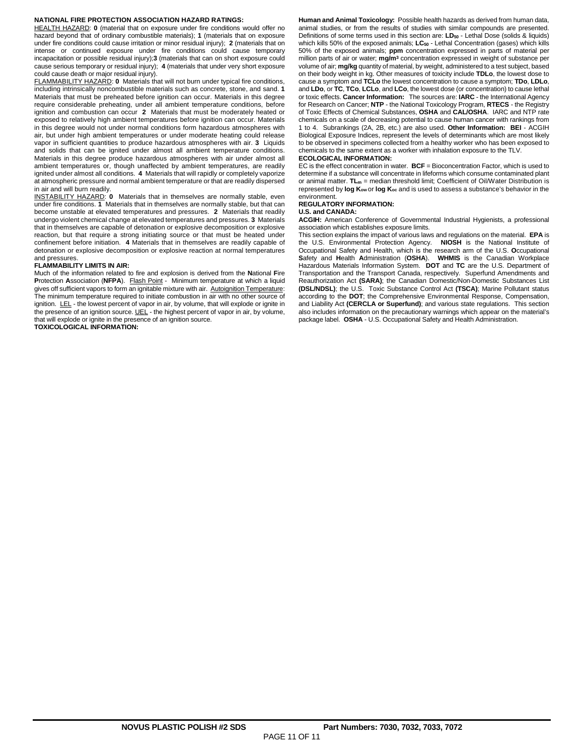**NATIONAL FIRE PROTECTION ASSOCIATION HAZARD RATINGS:**

HEALTH HAZARD: **0** (material that on exposure under fire conditions would offer no hazard beyond that of ordinary combustible materials); **1** (materials that on exposure under fire conditions could cause irritation or minor residual injury); **2** (materials that on intense or continued exposure under fire conditions could cause temporary incapacitation or possible residual injury);**3** (materials that can on short exposure could cause serious temporary or residual injury); **4** (materials that under very short exposure could cause death or major residual injury).

FLAMMABILITY HAZARD: **0** Materials that will not burn under typical fire conditions, including intrinsically noncombustible materials such as concrete, stone, and sand. **1** Materials that must be preheated before ignition can occur. Materials in this degree require considerable preheating, under all ambient temperature conditions, before ignition and combustion can occur **2** Materials that must be moderately heated or exposed to relatively high ambient temperatures before ignition can occur. Materials in this degree would not under normal conditions form hazardous atmospheres with air, but under high ambient temperatures or under moderate heating could release vapor in sufficient quantities to produce hazardous atmospheres with air. **3** Liquids and solids that can be ignited under almost all ambient temperature conditions. Materials in this degree produce hazardous atmospheres with air under almost all ambient temperatures or, though unaffected by ambient temperatures, are readily ignited under almost all conditions. **4** Materials that will rapidly or completely vaporize at atmospheric pressure and normal ambient temperature or that are readily dispersed in air and will burn readily.

INSTABILITY HAZARD: **0** Materials that in themselves are normally stable, even under fire conditions. **1** Materials that in themselves are normally stable, but that can become unstable at elevated temperatures and pressures. **2** Materials that readily undergo violent chemical change at elevated temperatures and pressures. **3** Materials that in themselves are capable of detonation or explosive decomposition or explosive reaction, but that require a strong initiating source or that must be heated under confinement before initiation. **4** Materials that in themselves are readily capable of detonation or explosive decomposition or explosive reaction at normal temperatures and pressures.

**FLAMMABILITY LIMITS IN AIR:**

Much of the information related to fire and explosion is derived from the **N**ational **F**ire **P**rotection **A**ssociation (**NFPA**). Flash Point - Minimum temperature at which a liquid gives off sufficient vapors to form an ignitable mixture with air. Autoignition Temperature: The minimum temperature required to initiate combustion in air with no other source of ignition. LEL - the lowest percent of vapor in air, by volume, that will explode or ignite in the presence of an ignition source. UEL - the highest percent of vapor in air, by volume, that will explode or ignite in the presence of an ignition source.

**TOXICOLOGICAL INFORMATION:**

**Human and Animal Toxicology:** Possible health hazards as derived from human data, animal studies, or from the results of studies with similar compounds are presented. Definitions of some terms used in this section are: **$LD_{50}$** - Lethal Dose (solids & liquids) which kills 50% of the exposed animals; **$LC_{50}$** - Lethal Concentration (gases) which kills 50% of the exposed animals; **ppm** concentration expressed in parts of material per million parts of air or water; **mg/m³** concentration expressed in weight of substance per volume of air; **mg/kg** quantity of material, by weight, administered to a test subject, based on their body weight in kg. Other measures of toxicity include **TDLo**, the lowest dose to cause a symptom and **TCLo** the lowest concentration to cause a symptom; **TDo**, **LDLo**, and **LDo**, or **TC**, **TCo**, **LCLo**, and **LCo**, the lowest dose (or concentration) to cause lethal or toxic effects. **Cancer Information:** The sources are: **IARC** - the International Agency for Research on Cancer; **NTP** - the National Toxicology Program, **RTECS** - the Registry of Toxic Effects of Chemical Substances, **OSHA** and **CAL/OSHA**. IARC and NTP rate chemicals on a scale of decreasing potential to cause human cancer with rankings from 1 to 4. Subrankings (2A, 2B, etc.) are also used. **Other Information: BEI** - ACGIH Biological Exposure Indices, represent the levels of determinants which are most likely to be observed in specimens collected from a healthy worker who has been exposed to chemicals to the same extent as a worker with inhalation exposure to the TLV.

**ECOLOGICAL INFORMATION:**

EC is the effect concentration in water. **BCF** = Bioconcentration Factor, which is used to determine if a substance will concentrate in lifeforms which consume contaminated plant or animal matter. **$TL_m$** = median threshold limit; Coefficient of Oil/Water Distribution is represented by **log $K_{ow}$** or **log $K_{oc}$** and is used to assess a substance's behavior in the environment.

**REGULATORY INFORMATION:**

**U.S. and CANADA:**

**ACGIH:** American Conference of Governmental Industrial Hygienists, a professional association which establishes exposure limits.

This section explains the impact of various laws and regulations on the material. **EPA** is the U.S. Environmental Protection Agency. **NIOSH** is the National Institute of Occupational Safety and Health, which is the research arm of the U.S. **O**ccupational **S**afety and **H**ealth **A**dministration (**OSHA**). **WHMIS** is the Canadian Workplace Hazardous Materials Information System. **DOT** and **TC** are the U.S. Department of Transportation and the Transport Canada, respectively. Superfund Amendments and Reauthorization Act **(SARA)**; the Canadian Domestic/Non-Domestic Substances List **(DSL/NDSL)**; the U.S. Toxic Substance Control Act **(TSCA)**; Marine Pollutant status according to the **DOT**; the Comprehensive Environmental Response, Compensation, and Liability Act **(CERCLA or Superfund)**; and various state regulations. This section also includes information on the precautionary warnings which appear on the material's package label. **OSHA** - U.S. Occupational Safety and Health Administration.